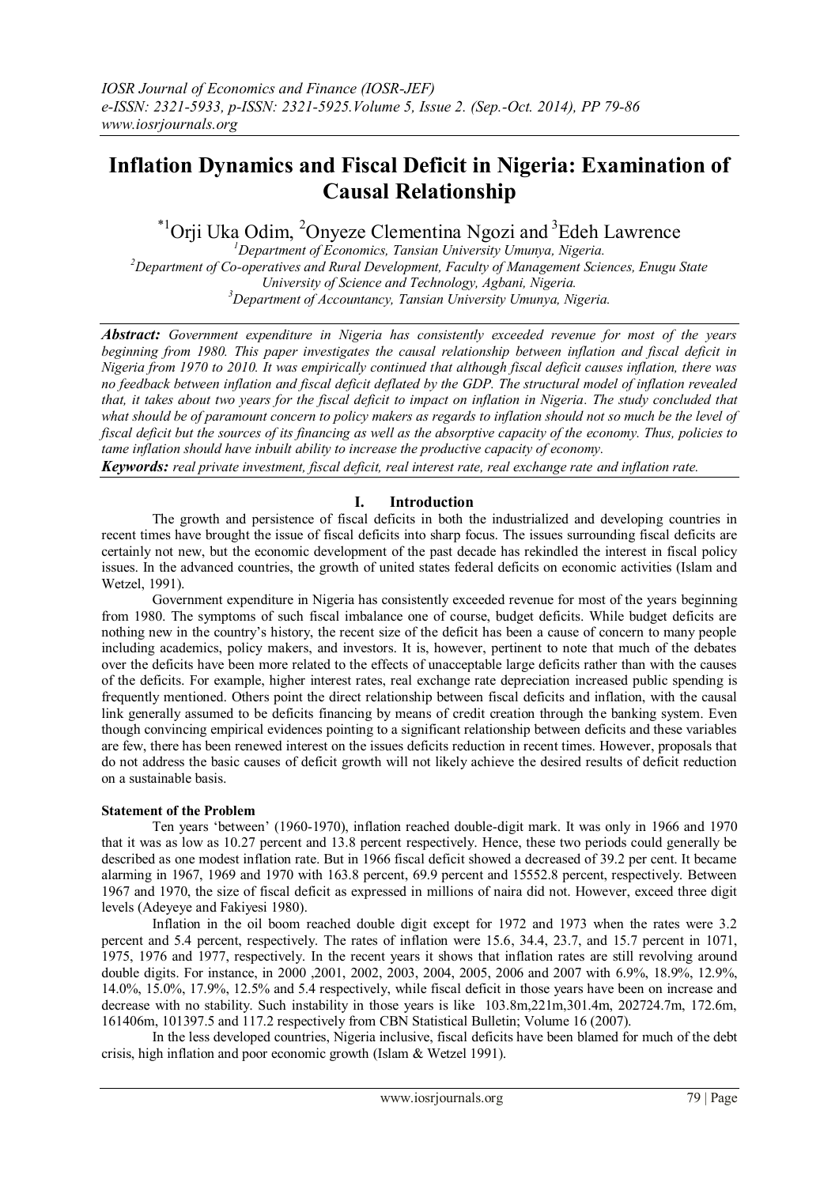# Inflation Dynamics and Fiscal Deficit in Nigeria: Examination of Causal Relationship

*[1]Orji Uka Odim, [2]Onyeze Clementina Ngozi and [3]Edeh Lawrence

[1]Department of Economics, Tansian University Umunya, Nigeria.
[2]Department of Co-operatives and Rural Development, Faculty of Management Sciences, Enugu State University of Science and Technology, Agbani, Nigeria.
[3]Department of Accountancy, Tansian University Umunya, Nigeria.

***Abstract:*** *Government expenditure in Nigeria has consistently exceeded revenue for most of the years beginning from 1980. This paper investigates the causal relationship between inflation and fiscal deficit in Nigeria from 1970 to 2010. It was empirically continued that although fiscal deficit causes inflation, there was no feedback between inflation and fiscal deficit deflated by the GDP. The structural model of inflation revealed that, it takes about two years for the fiscal deficit to impact on inflation in Nigeria. The study concluded that what should be of paramount concern to policy makers as regards to inflation should not so much be the level of fiscal deficit but the sources of its financing as well as the absorptive capacity of the economy. Thus, policies to tame inflation should have inbuilt ability to increase the productive capacity of economy.*

***Keywords:*** *real private investment, fiscal deficit, real interest rate, real exchange rate and inflation rate.*

## I. Introduction

The growth and persistence of fiscal deficits in both the industrialized and developing countries in recent times have brought the issue of fiscal deficits into sharp focus. The issues surrounding fiscal deficits are certainly not new, but the economic development of the past decade has rekindled the interest in fiscal policy issues. In the advanced countries, the growth of united states federal deficits on economic activities (Islam and Wetzel, 1991).

Government expenditure in Nigeria has consistently exceeded revenue for most of the years beginning from 1980. The symptoms of such fiscal imbalance one of course, budget deficits. While budget deficits are nothing new in the country's history, the recent size of the deficit has been a cause of concern to many people including academics, policy makers, and investors. It is, however, pertinent to note that much of the debates over the deficits have been more related to the effects of unacceptable large deficits rather than with the causes of the deficits. For example, higher interest rates, real exchange rate depreciation increased public spending is frequently mentioned. Others point the direct relationship between fiscal deficits and inflation, with the causal link generally assumed to be deficits financing by means of credit creation through the banking system. Even though convincing empirical evidences pointing to a significant relationship between deficits and these variables are few, there has been renewed interest on the issues deficits reduction in recent times. However, proposals that do not address the basic causes of deficit growth will not likely achieve the desired results of deficit reduction on a sustainable basis.

### Statement of the Problem

Ten years 'between' (1960-1970), inflation reached double-digit mark. It was only in 1966 and 1970 that it was as low as 10.27 percent and 13.8 percent respectively. Hence, these two periods could generally be described as one modest inflation rate. But in 1966 fiscal deficit showed a decreased of 39.2 per cent. It became alarming in 1967, 1969 and 1970 with 163.8 percent, 69.9 percent and 15552.8 percent, respectively. Between 1967 and 1970, the size of fiscal deficit as expressed in millions of naira did not. However, exceed three digit levels (Adeyeye and Fakiyesi 1980).

Inflation in the oil boom reached double digit except for 1972 and 1973 when the rates were 3.2 percent and 5.4 percent, respectively. The rates of inflation were 15.6, 34.4, 23.7, and 15.7 percent in 1071, 1975, 1976 and 1977, respectively. In the recent years it shows that inflation rates are still revolving around double digits. For instance, in 2000 ,2001, 2002, 2003, 2004, 2005, 2006 and 2007 with 6.9%, 18.9%, 12.9%, 14.0%, 15.0%, 17.9%, 12.5% and 5.4 respectively, while fiscal deficit in those years have been on increase and decrease with no stability. Such instability in those years is like 103.8m,221m,301.4m, 202724.7m, 172.6m, 161406m, 101397.5 and 117.2 respectively from CBN Statistical Bulletin; Volume 16 (2007).

In the less developed countries, Nigeria inclusive, fiscal deficits have been blamed for much of the debt crisis, high inflation and poor economic growth (Islam & Wetzel 1991).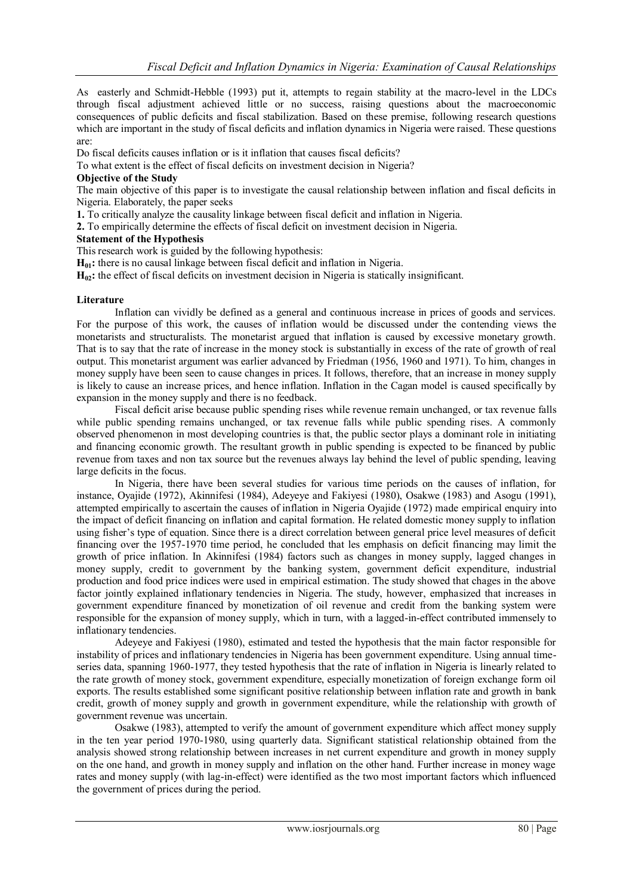As easterly and Schmidt-Hebble (1993) put it, attempts to regain stability at the macro-level in the LDCs through fiscal adjustment achieved little or no success, raising questions about the macroeconomic consequences of public deficits and fiscal stabilization. Based on these premise, following research questions which are important in the study of fiscal deficits and inflation dynamics in Nigeria were raised. These questions are:

Do fiscal deficits causes inflation or is it inflation that causes fiscal deficits?

To what extent is the effect of fiscal deficits on investment decision in Nigeria?

**Objective of the Study**

The main objective of this paper is to investigate the causal relationship between inflation and fiscal deficits in Nigeria. Elaborately, the paper seeks

**1.** To critically analyze the causality linkage between fiscal deficit and inflation in Nigeria.

**2.** To empirically determine the effects of fiscal deficit on investment decision in Nigeria.

**Statement of the Hypothesis**

This research work is guided by the following hypothesis:

**$H_{01}$:** there is no causal linkage between fiscal deficit and inflation in Nigeria.

**$H_{02}$:** the effect of fiscal deficits on investment decision in Nigeria is statically insignificant.

**Literature**

Inflation can vividly be defined as a general and continuous increase in prices of goods and services. For the purpose of this work, the causes of inflation would be discussed under the contending views the monetarists and structuralists. The monetarist argued that inflation is caused by excessive monetary growth. That is to say that the rate of increase in the money stock is substantially in excess of the rate of growth of real output. This monetarist argument was earlier advanced by Friedman (1956, 1960 and 1971). To him, changes in money supply have been seen to cause changes in prices. It follows, therefore, that an increase in money supply is likely to cause an increase prices, and hence inflation. Inflation in the Cagan model is caused specifically by expansion in the money supply and there is no feedback.

Fiscal deficit arise because public spending rises while revenue remain unchanged, or tax revenue falls while public spending remains unchanged, or tax revenue falls while public spending rises. A commonly observed phenomenon in most developing countries is that, the public sector plays a dominant role in initiating and financing economic growth. The resultant growth in public spending is expected to be financed by public revenue from taxes and non tax source but the revenues always lay behind the level of public spending, leaving large deficits in the focus.

In Nigeria, there have been several studies for various time periods on the causes of inflation, for instance, Oyajide (1972), Akinnifesi (1984), Adeyeye and Fakiyesi (1980), Osakwe (1983) and Asogu (1991), attempted empirically to ascertain the causes of inflation in Nigeria Oyajide (1972) made empirical enquiry into the impact of deficit financing on inflation and capital formation. He related domestic money supply to inflation using fisher's type of equation. Since there is a direct correlation between general price level measures of deficit financing over the 1957-1970 time period, he concluded that les emphasis on deficit financing may limit the growth of price inflation. In Akinnifesi (1984) factors such as changes in money supply, lagged changes in money supply, credit to government by the banking system, government deficit expenditure, industrial production and food price indices were used in empirical estimation. The study showed that chages in the above factor jointly explained inflationary tendencies in Nigeria. The study, however, emphasized that increases in government expenditure financed by monetization of oil revenue and credit from the banking system were responsible for the expansion of money supply, which in turn, with a lagged-in-effect contributed immensely to inflationary tendencies.

Adeyeye and Fakiyesi (1980), estimated and tested the hypothesis that the main factor responsible for instability of prices and inflationary tendencies in Nigeria has been government expenditure. Using annual time-series data, spanning 1960-1977, they tested hypothesis that the rate of inflation in Nigeria is linearly related to the rate growth of money stock, government expenditure, especially monetization of foreign exchange form oil exports. The results established some significant positive relationship between inflation rate and growth in bank credit, growth of money supply and growth in government expenditure, while the relationship with growth of government revenue was uncertain.

Osakwe (1983), attempted to verify the amount of government expenditure which affect money supply in the ten year period 1970-1980, using quarterly data. Significant statistical relationship obtained from the analysis showed strong relationship between increases in net current expenditure and growth in money supply on the one hand, and growth in money supply and inflation on the other hand. Further increase in money wage rates and money supply (with lag-in-effect) were identified as the two most important factors which influenced the government of prices during the period.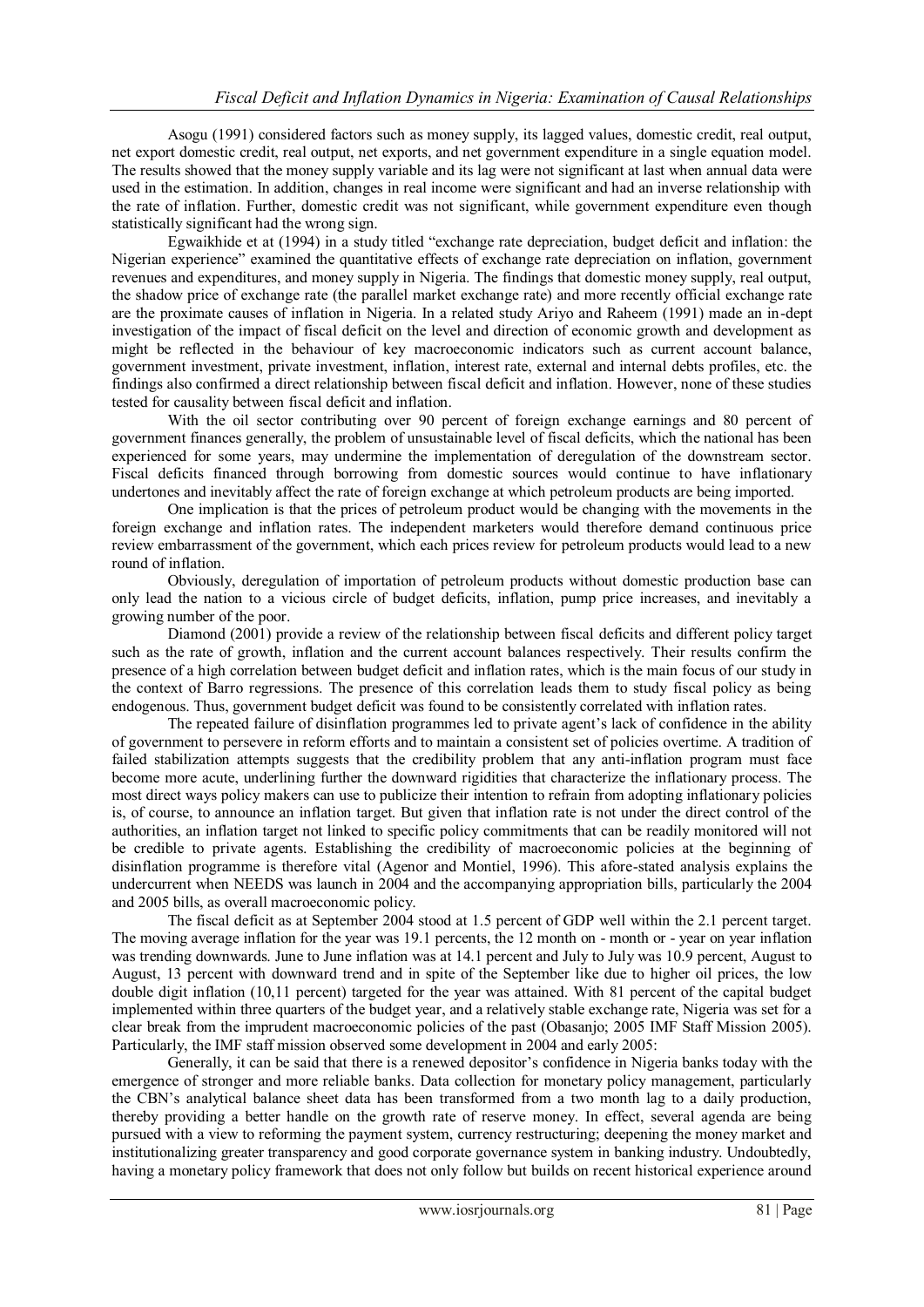Asogu (1991) considered factors such as money supply, its lagged values, domestic credit, real output, net export domestic credit, real output, net exports, and net government expenditure in a single equation model. The results showed that the money supply variable and its lag were not significant at last when annual data were used in the estimation. In addition, changes in real income were significant and had an inverse relationship with the rate of inflation. Further, domestic credit was not significant, while government expenditure even though statistically significant had the wrong sign.

Egwaikhide et at (1994) in a study titled "exchange rate depreciation, budget deficit and inflation: the Nigerian experience" examined the quantitative effects of exchange rate depreciation on inflation, government revenues and expenditures, and money supply in Nigeria. The findings that domestic money supply, real output, the shadow price of exchange rate (the parallel market exchange rate) and more recently official exchange rate are the proximate causes of inflation in Nigeria. In a related study Ariyo and Raheem (1991) made an in-dept investigation of the impact of fiscal deficit on the level and direction of economic growth and development as might be reflected in the behaviour of key macroeconomic indicators such as current account balance, government investment, private investment, inflation, interest rate, external and internal debts profiles, etc. the findings also confirmed a direct relationship between fiscal deficit and inflation. However, none of these studies tested for causality between fiscal deficit and inflation.

With the oil sector contributing over 90 percent of foreign exchange earnings and 80 percent of government finances generally, the problem of unsustainable level of fiscal deficits, which the national has been experienced for some years, may undermine the implementation of deregulation of the downstream sector. Fiscal deficits financed through borrowing from domestic sources would continue to have inflationary undertones and inevitably affect the rate of foreign exchange at which petroleum products are being imported.

One implication is that the prices of petroleum product would be changing with the movements in the foreign exchange and inflation rates. The independent marketers would therefore demand continuous price review embarrassment of the government, which each prices review for petroleum products would lead to a new round of inflation.

Obviously, deregulation of importation of petroleum products without domestic production base can only lead the nation to a vicious circle of budget deficits, inflation, pump price increases, and inevitably a growing number of the poor.

Diamond (2001) provide a review of the relationship between fiscal deficits and different policy target such as the rate of growth, inflation and the current account balances respectively. Their results confirm the presence of a high correlation between budget deficit and inflation rates, which is the main focus of our study in the context of Barro regressions. The presence of this correlation leads them to study fiscal policy as being endogenous. Thus, government budget deficit was found to be consistently correlated with inflation rates.

The repeated failure of disinflation programmes led to private agent's lack of confidence in the ability of government to persevere in reform efforts and to maintain a consistent set of policies overtime. A tradition of failed stabilization attempts suggests that the credibility problem that any anti-inflation program must face become more acute, underlining further the downward rigidities that characterize the inflationary process. The most direct ways policy makers can use to publicize their intention to refrain from adopting inflationary policies is, of course, to announce an inflation target. But given that inflation rate is not under the direct control of the authorities, an inflation target not linked to specific policy commitments that can be readily monitored will not be credible to private agents. Establishing the credibility of macroeconomic policies at the beginning of disinflation programme is therefore vital (Agenor and Montiel, 1996). This afore-stated analysis explains the undercurrent when NEEDS was launch in 2004 and the accompanying appropriation bills, particularly the 2004 and 2005 bills, as overall macroeconomic policy.

The fiscal deficit as at September 2004 stood at 1.5 percent of GDP well within the 2.1 percent target. The moving average inflation for the year was 19.1 percents, the 12 month on - month or - year on year inflation was trending downwards. June to June inflation was at 14.1 percent and July to July was 10.9 percent, August to August, 13 percent with downward trend and in spite of the September like due to higher oil prices, the low double digit inflation (10,11 percent) targeted for the year was attained. With 81 percent of the capital budget implemented within three quarters of the budget year, and a relatively stable exchange rate, Nigeria was set for a clear break from the imprudent macroeconomic policies of the past (Obasanjo; 2005 IMF Staff Mission 2005). Particularly, the IMF staff mission observed some development in 2004 and early 2005:

Generally, it can be said that there is a renewed depositor's confidence in Nigeria banks today with the emergence of stronger and more reliable banks. Data collection for monetary policy management, particularly the CBN's analytical balance sheet data has been transformed from a two month lag to a daily production, thereby providing a better handle on the growth rate of reserve money. In effect, several agenda are being pursued with a view to reforming the payment system, currency restructuring; deepening the money market and institutionalizing greater transparency and good corporate governance system in banking industry. Undoubtedly, having a monetary policy framework that does not only follow but builds on recent historical experience around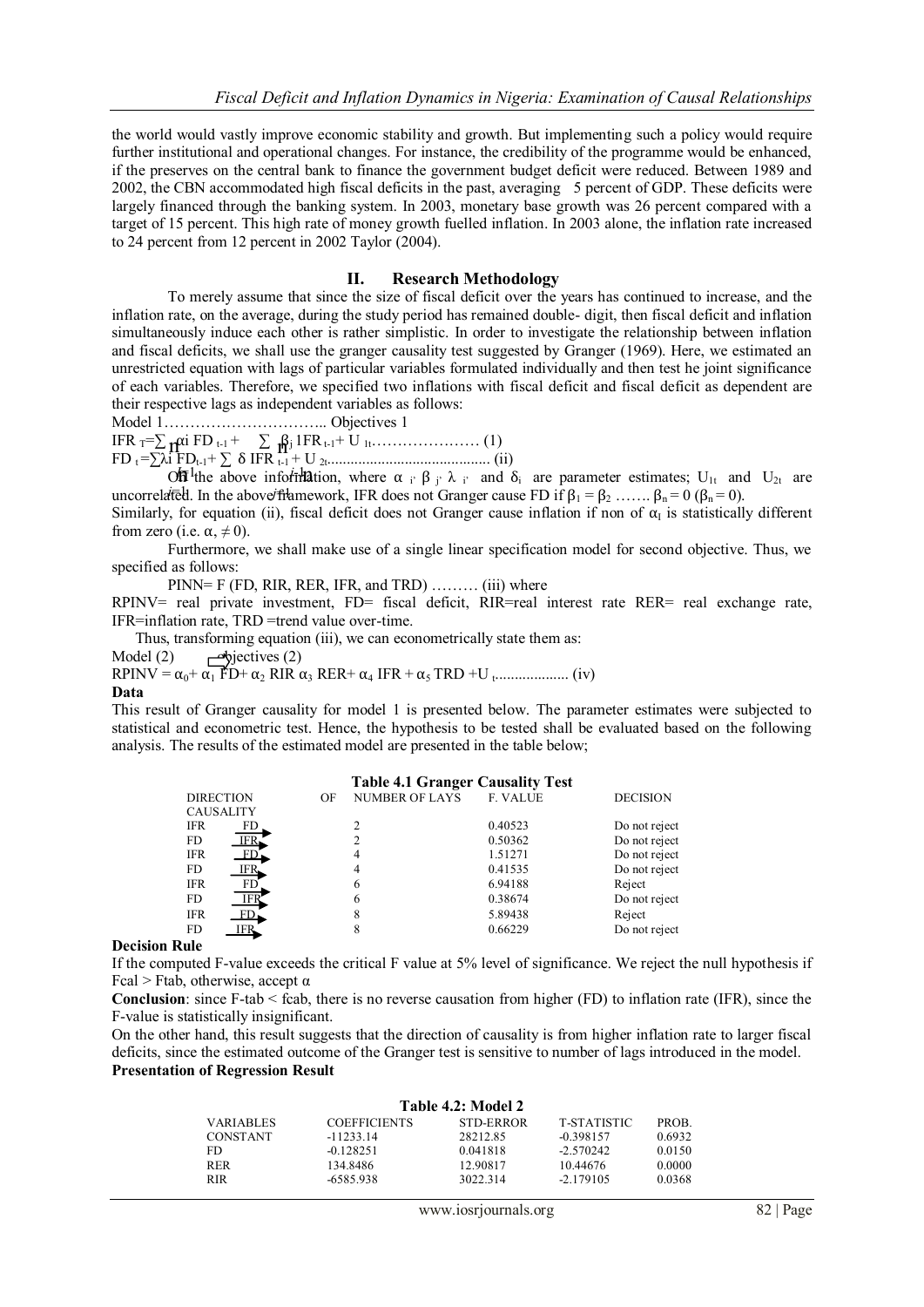the world would vastly improve economic stability and growth. But implementing such a policy would require further institutional and operational changes. For instance, the credibility of the programme would be enhanced, if the preserves on the central bank to finance the government budget deficit were reduced. Between 1989 and 2002, the CBN accommodated high fiscal deficits in the past, averaging 5 percent of GDP. These deficits were largely financed through the banking system. In 2003, monetary base growth was 26 percent compared with a target of 15 percent. This high rate of money growth fuelled inflation. In 2003 alone, the inflation rate increased to 24 percent from 12 percent in 2002 Taylor (2004).

## II. Research Methodology

To merely assume that since the size of fiscal deficit over the years has continued to increase, and the inflation rate, on the average, during the study period has remained double- digit, then fiscal deficit and inflation simultaneously induce each other is rather simplistic. In order to investigate the relationship between inflation and fiscal deficits, we shall use the granger causality test suggested by Granger (1969). Here, we estimated an unrestricted equation with lags of particular variables formulated individually and then test he joint significance of each variables. Therefore, we specified two inflations with fiscal deficit and fiscal deficit as dependent are their respective lags as independent variables as follows:

Model 1………………………….. Objectives 1

$IFR_T = \sum_{i=1}^{n} \alpha_i FD_{t-1} + \sum_{i=1}^{n} \beta_j 1FR_{t-1} + U_{1t}$………………… (1)

$FD_t = \sum \lambda_i FD_{t-1} + \sum \delta IFR_{t-1} + U_{2t}$.......................................... (ii)

On the above information, where $\alpha_i, \beta_j, \lambda_i$ and $\delta_i$ are parameter estimates; $U_{1t}$ and $U_{2t}$ are uncorrelated. In the above framework, IFR does not Granger cause FD if $\beta_1 = \beta_2$ ……. $\beta_n = 0$ ($\beta_n = 0$).

Similarly, for equation (ii), fiscal deficit does not Granger cause inflation if non of $\alpha_I$ is statistically different from zero (i.e. $\alpha_i \neq 0$).

Furthermore, we shall make use of a single linear specification model for second objective. Thus, we specified as follows:

PINN= F (FD, RIR, RER, IFR, and TRD) ……… (iii) where

RPINV= real private investment, FD= fiscal deficit, RIR=real interest rate RER= real exchange rate, IFR=inflation rate, TRD =trend value over-time.

Thus, transforming equation (iii), we can econometrically state them as:

Model (2) objectives (2)

$RPINV = \alpha_0 + \alpha_1 FD + \alpha_2 RIR\ \alpha_3 RER + \alpha_4 IFR + \alpha_5 TRD + U_t$.................. (iv)

**Data**

This result of Granger causality for model 1 is presented below. The parameter estimates were subjected to statistical and econometric test. Hence, the hypothesis to be tested shall be evaluated based on the following analysis. The results of the estimated model are presented in the table below;

**Table 4.1 Granger Causality Test**

| DIRECTION OF CAUSALITY | NUMBER OF LAYS | F. VALUE | DECISION |
|---|---|---|---|
| IFR → FD | 2 | 0.40523 | Do not reject |
| FD → IFR | 2 | 0.50362 | Do not reject |
| IFR → FD | 4 | 1.51271 | Do not reject |
| FD → IFR | 4 | 0.41535 | Do not reject |
| IFR → FD | 6 | 6.94188 | Reject |
| FD → IFR | 6 | 0.38674 | Do not reject |
| IFR → FD | 8 | 5.89438 | Reject |
| FD → IFR | 8 | 0.66229 | Do not reject |

**Decision Rule**

If the computed F-value exceeds the critical F value at 5% level of significance. We reject the null hypothesis if Fcal > Ftab, otherwise, accept α

**Conclusion**: since F-tab < fcab, there is no reverse causation from higher (FD) to inflation rate (IFR), since the F-value is statistically insignificant.

On the other hand, this result suggests that the direction of causality is from higher inflation rate to larger fiscal deficits, since the estimated outcome of the Granger test is sensitive to number of lags introduced in the model.

**Presentation of Regression Result**

**Table 4.2: Model 2**

| VARIABLES | COEFFICIENTS | STD-ERROR | T-STATISTIC | PROB. |
|---|---|---|---|---|
| CONSTANT | -11233.14 | 28212.85 | -0.398157 | 0.6932 |
| FD | -0.128251 | 0.041818 | -2.570242 | 0.0150 |
| RER | 134.8486 | 12.90817 | 10.44676 | 0.0000 |
| RIR | -6585.938 | 3022.314 | -2.179105 | 0.0368 |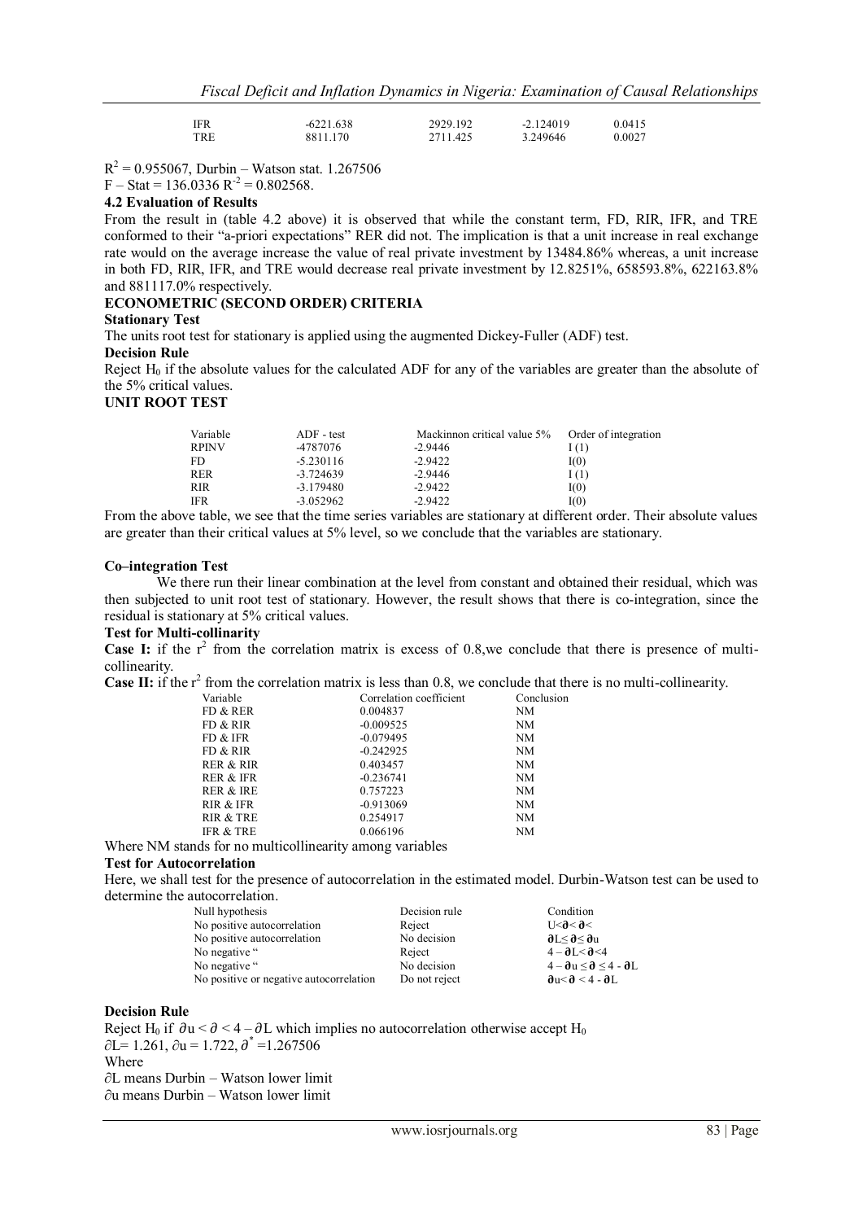| IFR | -6221.638 | 2929.192 | -2.124019 | 0.0415 |
|---|---|---|---|---|
| TRE | 8811.170 | 2711.425 | 3.249646 | 0.0027 |

$R^2 = 0.955067$, Durbin – Watson stat. 1.267506

F – Stat = 136.0336 $R^{-2} = 0.802568$.

**4.2 Evaluation of Results**

From the result in (table 4.2 above) it is observed that while the constant term, FD, RIR, IFR, and TRE conformed to their "a-priori expectations" RER did not. The implication is that a unit increase in real exchange rate would on the average increase the value of real private investment by 13484.86% whereas, a unit increase in both FD, RIR, IFR, and TRE would decrease real private investment by 12.8251%, 658593.8%, 622163.8% and 881117.0% respectively.

**ECONOMETRIC (SECOND ORDER) CRITERIA**

**Stationary Test**

The units root test for stationary is applied using the augmented Dickey-Fuller (ADF) test.

**Decision Rule**

Reject $H_0$ if the absolute values for the calculated ADF for any of the variables are greater than the absolute of the 5% critical values.

**UNIT ROOT TEST**

| Variable | ADF - test | Mackinnon critical value 5% | Order of integration |
|---|---|---|---|
| RPINV | -4787076 | -2.9446 | I (1) |
| FD | -5.230116 | -2.9422 | I(0) |
| RER | -3.724639 | -2.9446 | I (1) |
| RIR | -3.179480 | -2.9422 | I(0) |
| IFR | -3.052962 | -2.9422 | I(0) |

From the above table, we see that the time series variables are stationary at different order. Their absolute values are greater than their critical values at 5% level, so we conclude that the variables are stationary.

**Co–integration Test**

We there run their linear combination at the level from constant and obtained their residual, which was then subjected to unit root test of stationary. However, the result shows that there is co-integration, since the residual is stationary at 5% critical values.

**Test for Multi-collinarity**

**Case I:** if the $r^2$ from the correlation matrix is excess of 0.8,we conclude that there is presence of multi-collinearity.

**Case II:** if the $r^2$ from the correlation matrix is less than 0.8, we conclude that there is no multi-collinearity.

| Variable | Correlation coefficient | Conclusion |
|---|---|---|
| FD & RER | 0.004837 | NM |
| FD & RIR | -0.009525 | NM |
| FD & IFR | -0.079495 | NM |
| FD & RIR | -0.242925 | NM |
| RER & RIR | 0.403457 | NM |
| RER & IFR | -0.236741 | NM |
| RER & IRE | 0.757223 | NM |
| RIR & IFR | -0.913069 | NM |
| RIR & TRE | 0.254917 | NM |
| IFR & TRE | 0.066196 | NM |

Where NM stands for no multicollinearity among variables

**Test for Autocorrelation**

Here, we shall test for the presence of autocorrelation in the estimated model. Durbin-Watson test can be used to determine the autocorrelation.

| Null hypothesis | Decision rule | Condition |
|---|---|---|
| No positive autocorrelation | Reject | $U<\partial<\partial<$ |
| No positive autocorrelation | No decision | $\partial L \leq \partial \leq \partial u$ |
| No negative " | Reject | $4-\partial L<\partial<4$ |
| No negative " | No decision | $4-\partial u \leq \partial \leq 4-\partial L$ |
| No positive or negative autocorrelation | Do not reject | $\partial u<\partial<4-\partial L$ |

**Decision Rule**

Reject $H_0$ if $\partial u < \partial < 4 - \partial L$ which implies no autocorrelation otherwise accept $H_0$

$\partial L = 1.261$, $\partial u = 1.722$, $\partial^* = 1.267506$

Where

$\partial L$ means Durbin – Watson lower limit

$\partial u$ means Durbin – Watson lower limit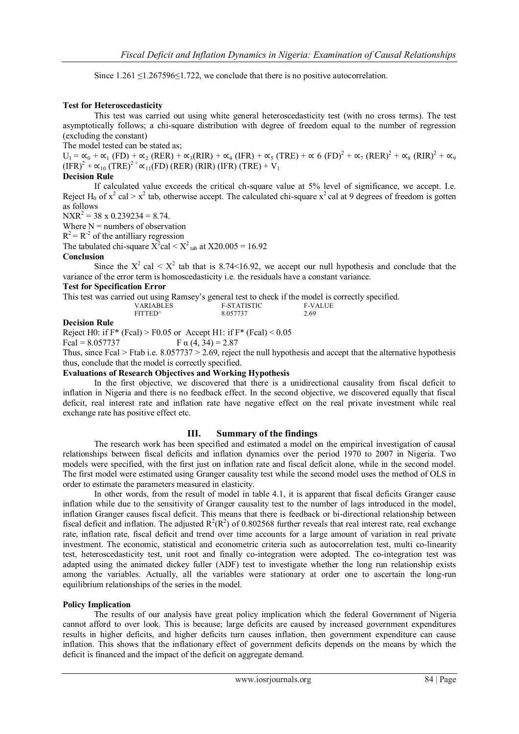Since 1.261 ≤1.267596≤1.722, we conclude that there is no positive autocorrelation.

**Test for Heteroscedasticity**

This test was carried out using white general heteroscedasticity test (with no cross terms). The test asymptotically follows; a chi-square distribution with degree of freedom equal to the number of regression (excluding the constant)

The model tested can be stated as;

$U_1 = \propto_0 + \propto_1 (FD) + \propto_2 (RER) + \propto_3 (RIR) + \propto_4 (IFR) + \propto_5 (TRE) + \propto 6 (FD)^2 + \propto_7 (RER)^2 + \propto_8 (RIR)^2 + \propto_9 (IFR)^2 + \propto_{10} (TRE)^{2} + \propto_{11}(FD) (RER) (RIR) (IFR) (TRE) + V_1$

**Decision Rule**

If calculated value exceeds the critical ch-square value at 5% level of significance, we accept. I.e. Reject $H_0$ of $x^2$ cal > $x^2$ tab, otherwise accept. The calculated chi-square $x^2$ cal at 9 degrees of freedom is gotten as follows

$NXR^2 = 38 \times 0.239234 = 8.74$.

Where N = numbers of observation

$R^2 = R^{-2}$ of the antilliary regression

The tabulated chi-square $X^2$cal < $X^2_{tab}$ at X20.005 = 16.92

**Conclusion**

Since the $X^2$ cal < $X^2$ tab that is 8.74<16.92, we accept our null hypothesis and conclude that the variance of the error term is homoscedasticity i.e. the residuals have a constant variance.

**Test for Specification Error**

This test was carried out using Ramsey's general test to check if the model is correctly specified.

| VARIABLES | F-STATISTIC | F-VALUE |
|---|---|---|
| FITTED^ | 8.057737 | 2.69 |

**Decision Rule**

Reject H0: if F* (Fcal) > F0.05 or Accept H1: if F* (Fcal) < 0.05

Fcal = 8.057737 $F\, \alpha\, (4, 34) = 2.87$

Thus, since Fcal > Ftab i.e. 8.057737 > 2.69, reject the null hypothesis and accept that the alternative hypothesis thus, conclude that the model is correctly specified.

**Evaluations of Research Objectives and Working Hypothesis**

In the first objective, we discovered that there is a unidirectional causality from fiscal deficit to inflation in Nigeria and there is no feedback effect. In the second objective, we discovered equally that fiscal deficit, real interest rate and inflation rate have negative effect on the real private investment while real exchange rate has positive effect etc.

## III. Summary of the findings

The research work has been specified and estimated a model on the empirical investigation of causal relationships between fiscal deficits and inflation dynamics over the period 1970 to 2007 in Nigeria. Two models were specified, with the first just on inflation rate and fiscal deficit alone, while in the second model. The first model were estimated using Granger causality test while the second model uses the method of OLS in order to estimate the parameters measured in elasticity.

In other words, from the result of model in table 4.1, it is apparent that fiscal deficits Granger cause inflation while due to the sensitivity of Granger causality test to the number of lags introduced in the model, inflation Granger causes fiscal deficit. This means that there is feedback or bi-directional relationship between fiscal deficit and inflation. The adjusted $R^2(R^2)$ of 0.802568 further reveals that real interest rate, real exchange rate, inflation rate, fiscal deficit and trend over time accounts for a large amount of variation in real private investment. The economic, statistical and econometric criteria such as autocorrelation test, multi co-linearity test, heteroscedasticity test, unit root and finally co-integration were adopted. The co-integration test was adapted using the animated dickey fuller (ADF) test to investigate whether the long run relationship exists among the variables. Actually, all the variables were stationary at order one to ascertain the long-run equilibrium relationships of the series in the model.

**Policy Implication**

The results of our analysis have great policy implication which the federal Government of Nigeria cannot afford to over look. This is because; large deficits are caused by increased government expenditures results in higher deficits, and higher deficits turn causes inflation, then government expenditure can cause inflation. This shows that the inflationary effect of government deficits depends on the means by which the deficit is financed and the impact of the deficit on aggregate demand.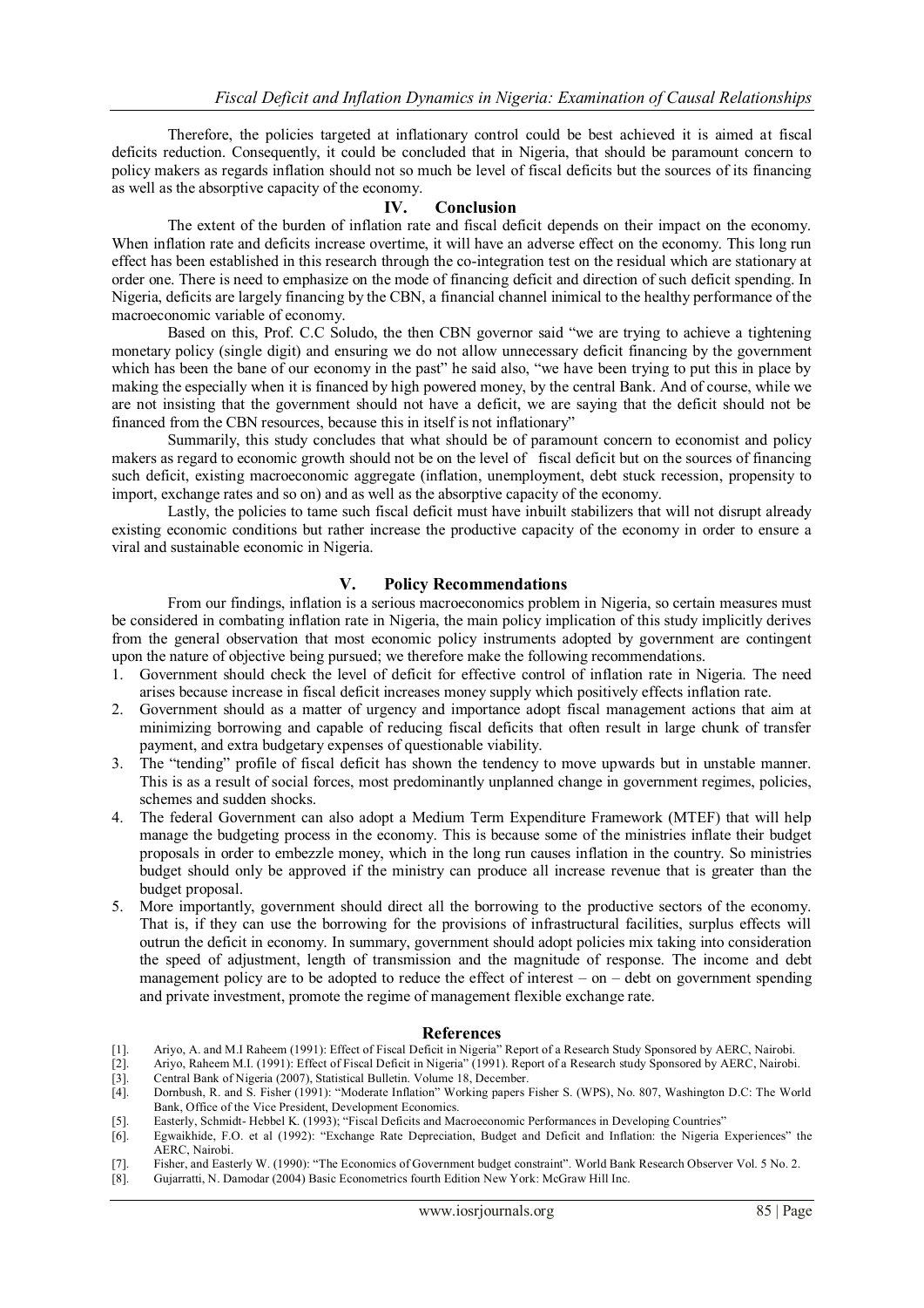Therefore, the policies targeted at inflationary control could be best achieved it is aimed at fiscal deficits reduction. Consequently, it could be concluded that in Nigeria, that should be paramount concern to policy makers as regards inflation should not so much be level of fiscal deficits but the sources of its financing as well as the absorptive capacity of the economy.

## IV. Conclusion

The extent of the burden of inflation rate and fiscal deficit depends on their impact on the economy. When inflation rate and deficits increase overtime, it will have an adverse effect on the economy. This long run effect has been established in this research through the co-integration test on the residual which are stationary at order one. There is need to emphasize on the mode of financing deficit and direction of such deficit spending. In Nigeria, deficits are largely financing by the CBN, a financial channel inimical to the healthy performance of the macroeconomic variable of economy.

Based on this, Prof. C.C Soludo, the then CBN governor said "we are trying to achieve a tightening monetary policy (single digit) and ensuring we do not allow unnecessary deficit financing by the government which has been the bane of our economy in the past" he said also, "we have been trying to put this in place by making the especially when it is financed by high powered money, by the central Bank. And of course, while we are not insisting that the government should not have a deficit, we are saying that the deficit should not be financed from the CBN resources, because this in itself is not inflationary"

Summarily, this study concludes that what should be of paramount concern to economist and policy makers as regard to economic growth should not be on the level of fiscal deficit but on the sources of financing such deficit, existing macroeconomic aggregate (inflation, unemployment, debt stuck recession, propensity to import, exchange rates and so on) and as well as the absorptive capacity of the economy.

Lastly, the policies to tame such fiscal deficit must have inbuilt stabilizers that will not disrupt already existing economic conditions but rather increase the productive capacity of the economy in order to ensure a viral and sustainable economic in Nigeria.

## V. Policy Recommendations

From our findings, inflation is a serious macroeconomics problem in Nigeria, so certain measures must be considered in combating inflation rate in Nigeria, the main policy implication of this study implicitly derives from the general observation that most economic policy instruments adopted by government are contingent upon the nature of objective being pursued; we therefore make the following recommendations.

1. Government should check the level of deficit for effective control of inflation rate in Nigeria. The need arises because increase in fiscal deficit increases money supply which positively effects inflation rate.
2. Government should as a matter of urgency and importance adopt fiscal management actions that aim at minimizing borrowing and capable of reducing fiscal deficits that often result in large chunk of transfer payment, and extra budgetary expenses of questionable viability.
3. The "tending" profile of fiscal deficit has shown the tendency to move upwards but in unstable manner. This is as a result of social forces, most predominantly unplanned change in government regimes, policies, schemes and sudden shocks.
4. The federal Government can also adopt a Medium Term Expenditure Framework (MTEF) that will help manage the budgeting process in the economy. This is because some of the ministries inflate their budget proposals in order to embezzle money, which in the long run causes inflation in the country. So ministries budget should only be approved if the ministry can produce all increase revenue that is greater than the budget proposal.
5. More importantly, government should direct all the borrowing to the productive sectors of the economy. That is, if they can use the borrowing for the provisions of infrastructural facilities, surplus effects will outrun the deficit in economy. In summary, government should adopt policies mix taking into consideration the speed of adjustment, length of transmission and the magnitude of response. The income and debt management policy are to be adopted to reduce the effect of interest – on – debt on government spending and private investment, promote the regime of management flexible exchange rate.

## References

[1]. Ariyo, A. and M.I Raheem (1991): Effect of Fiscal Deficit in Nigeria" Report of a Research Study Sponsored by AERC, Nairobi.

[2]. Ariyo, Raheem M.I. (1991): Effect of Fiscal Deficit in Nigeria" (1991). Report of a Research study Sponsored by AERC, Nairobi.

[3]. Central Bank of Nigeria (2007), Statistical Bulletin. Volume 18, December.

[4]. Dornbush, R. and S. Fisher (1991): "Moderate Inflation" Working papers Fisher S. (WPS), No. 807, Washington D.C: The World Bank, Office of the Vice President, Development Economics.

[5]. Easterly, Schmidt- Hebbel K. (1993); "Fiscal Deficits and Macroeconomic Performances in Developing Countries"

[6]. Egwaikhide, F.O. et al (1992): "Exchange Rate Depreciation, Budget and Deficit and Inflation: the Nigeria Experiences" the AERC, Nairobi.

[7]. Fisher, and Easterly W. (1990): "The Economics of Government budget constraint". World Bank Research Observer Vol. 5 No. 2.

[8]. Gujarratti, N. Damodar (2004) Basic Econometrics fourth Edition New York: McGraw Hill Inc.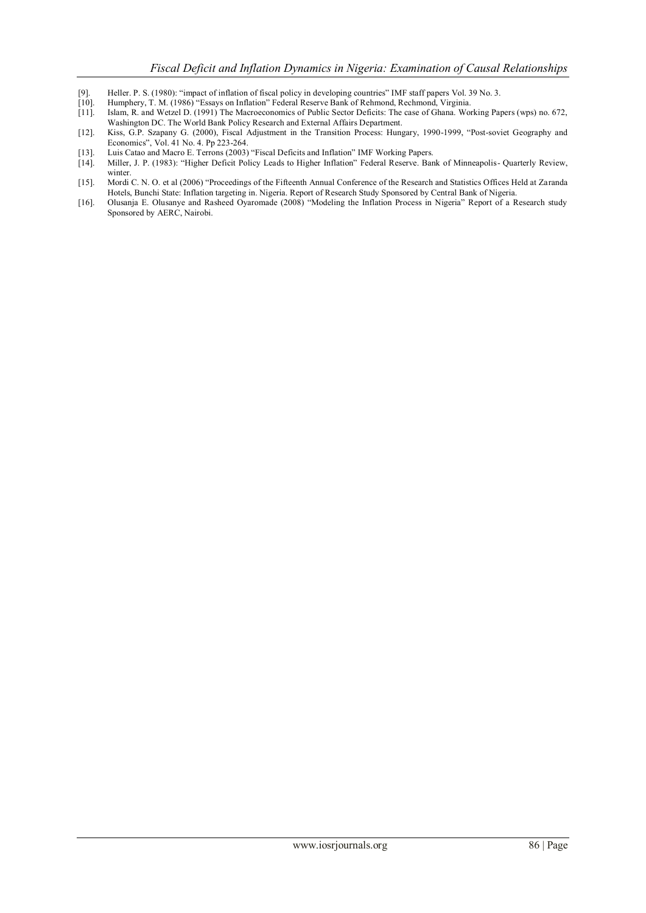[9]. Heller. P. S. (1980): "impact of inflation of fiscal policy in developing countries" IMF staff papers Vol. 39 No. 3.

[10]. Humphery, T. M. (1986) "Essays on Inflation" Federal Reserve Bank of Rehmond, Rechmond, Virginia.

[11]. Islam, R. and Wetzel D. (1991) The Macroeconomics of Public Sector Deficits: The case of Ghana. Working Papers (wps) no. 672, Washington DC. The World Bank Policy Research and External Affairs Department.

[12]. Kiss, G.P. Szapany G. (2000), Fiscal Adjustment in the Transition Process: Hungary, 1990-1999, "Post-soviet Geography and Economics", Vol. 41 No. 4. Pp 223-264.

[13]. Luis Catao and Macro E. Terrons (2003) "Fiscal Deficits and Inflation" IMF Working Papers.

[14]. Miller, J. P. (1983): "Higher Deficit Policy Leads to Higher Inflation" Federal Reserve. Bank of Minneapolis- Quarterly Review, winter.

[15]. Mordi C. N. O. et al (2006) "Proceedings of the Fifteenth Annual Conference of the Research and Statistics Offices Held at Zaranda Hotels, Bunchi State: Inflation targeting in. Nigeria. Report of Research Study Sponsored by Central Bank of Nigeria.

[16]. Olusanja E. Olusanye and Rasheed Oyaromade (2008) "Modeling the Inflation Process in Nigeria" Report of a Research study Sponsored by AERC, Nairobi.